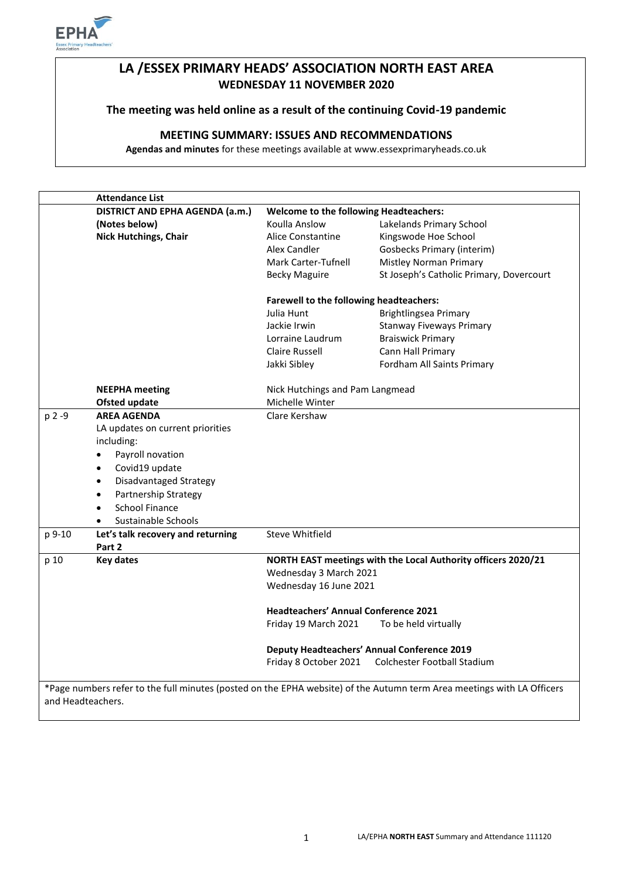# LA /ESSEX PRIMARY HEADS' ASSOCIATION NORTH EAST AREA

**WEDNESDAY 11 NOVEMBER 2020**

**The meeting was held online as a result of the continuing Covid-19 pandemic**

## MEETING SUMMARY: ISSUES AND RECOMMENDATIONS

**Agendas and minutes** for these meetings available at www.essexprimaryheads.co.uk

| | Attendance List | | |
|---|---|---|---|
| | **DISTRICT AND EPHA AGENDA (a.m.)** | **Welcome to the following Headteachers:** | |
| | **(Notes below)** | Koulla Anslow | Lakelands Primary School |
| | **Nick Hutchings, Chair** | Alice Constantine | Kingswode Hoe School |
| | | Alex Candler | Gosbecks Primary (interim) |
| | | Mark Carter-Tufnell | Mistley Norman Primary |
| | | Becky Maguire | St Joseph's Catholic Primary, Dovercourt |
| | | **Farewell to the following headteachers:** | |
| | | Julia Hunt | Brightlingsea Primary |
| | | Jackie Irwin | Stanway Fiveways Primary |
| | | Lorraine Laudrum | Braiswick Primary |
| | | Claire Russell | Cann Hall Primary |
| | | Jakki Sibley | Fordham All Saints Primary |
| | **NEEPHA meeting** | Nick Hutchings and Pam Langmead | |
| | **Ofsted update** | Michelle Winter | |
| p 2 -9 | **AREA AGENDA**<br>LA updates on current priorities including:<br>• Payroll novation<br>• Covid19 update<br>• Disadvantaged Strategy<br>• Partnership Strategy<br>• School Finance<br>• Sustainable Schools | Clare Kershaw | |
| p 9-10 | **Let's talk recovery and returning Part 2** | Steve Whitfield | |
| p 10 | **Key dates** | **NORTH EAST meetings with the Local Authority officers 2020/21** | |
| | | Wednesday 3 March 2021 | |
| | | Wednesday 16 June 2021 | |
| | | **Headteachers' Annual Conference 2021** | |
| | | Friday 19 March 2021 | To be held virtually |
| | | **Deputy Headteachers' Annual Conference 2019** | |
| | | Friday 8 October 2021 | Colchester Football Stadium |

*Page numbers refer to the full minutes (posted on the EPHA website) of the Autumn term Area meetings with LA Officers and Headteachers.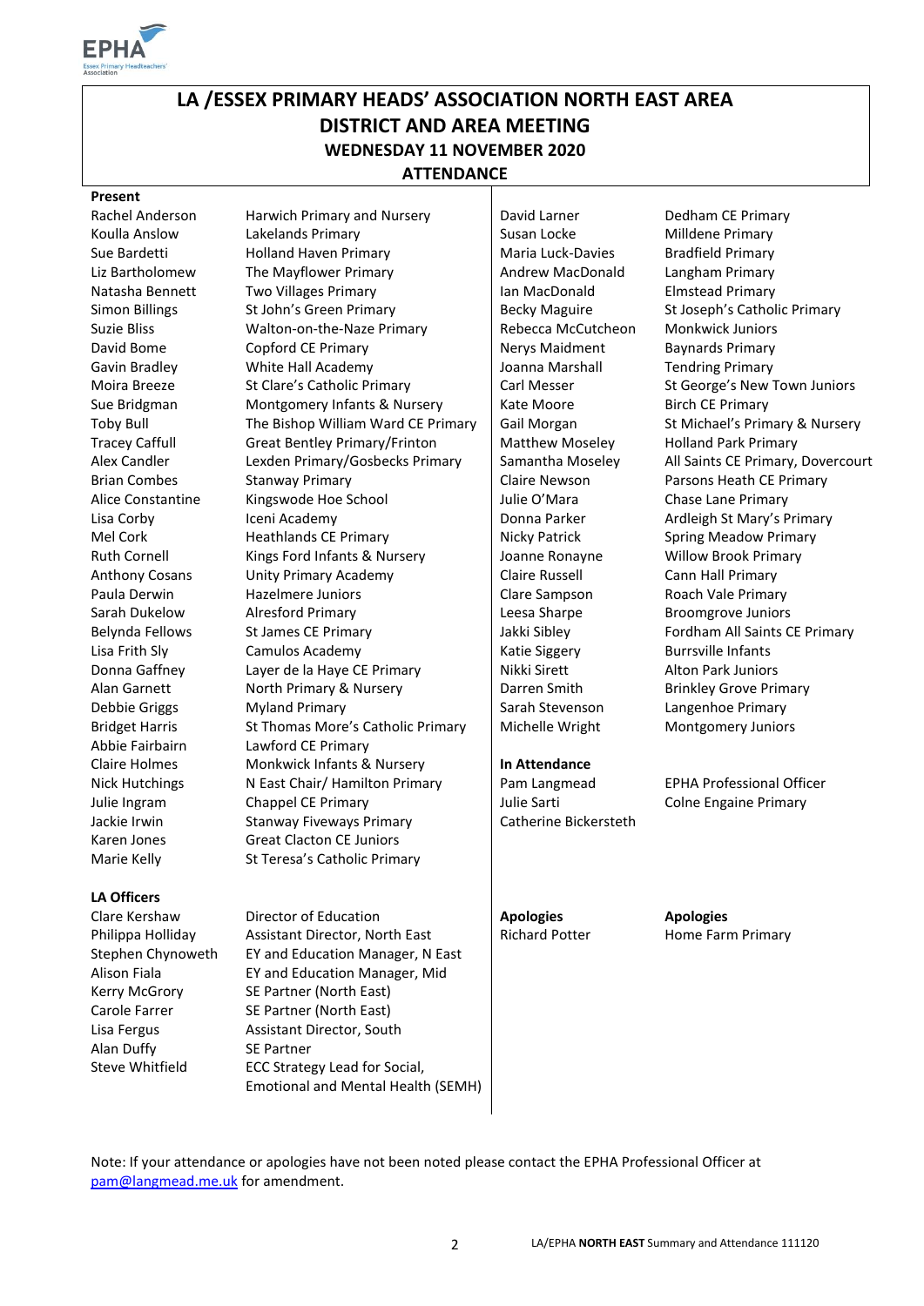# LA /ESSEX PRIMARY HEADS' ASSOCIATION NORTH EAST AREA
## DISTRICT AND AREA MEETING
### WEDNESDAY 11 NOVEMBER 2020
### ATTENDANCE

**Present**

| Name | School |
|---|---|
| Rachel Anderson | Harwich Primary and Nursery |
| Koulla Anslow | Lakelands Primary |
| Sue Bardetti | Holland Haven Primary |
| Liz Bartholomew | The Mayflower Primary |
| Natasha Bennett | Two Villages Primary |
| Simon Billings | St John's Green Primary |
| Suzie Bliss | Walton-on-the-Naze Primary |
| David Bome | Copford CE Primary |
| Gavin Bradley | White Hall Academy |
| Moira Breeze | St Clare's Catholic Primary |
| Sue Bridgman | Montgomery Infants & Nursery |
| Toby Bull | The Bishop William Ward CE Primary |
| Tracey Caffull | Great Bentley Primary/Frinton |
| Alex Candler | Lexden Primary/Gosbecks Primary |
| Brian Combes | Stanway Primary |
| Alice Constantine | Kingswode Hoe School |
| Lisa Corby | Iceni Academy |
| Mel Cork | Heathlands CE Primary |
| Ruth Cornell | Kings Ford Infants & Nursery |
| Anthony Cosans | Unity Primary Academy |
| Paula Derwin | Hazelmere Juniors |
| Sarah Dukelow | Alresford Primary |
| Belynda Fellows | St James CE Primary |
| Lisa Frith Sly | Camulos Academy |
| Donna Gaffney | Layer de la Haye CE Primary |
| Alan Garnett | North Primary & Nursery |
| Debbie Griggs | Myland Primary |
| Bridget Harris | St Thomas More's Catholic Primary |
| Abbie Fairbairn | Lawford CE Primary |
| Claire Holmes | Monkwick Infants & Nursery |
| Nick Hutchings | N East Chair/ Hamilton Primary |
| Julie Ingram | Chappel CE Primary |
| Jackie Irwin | Stanway Fiveways Primary |
| Karen Jones | Great Clacton CE Juniors |
| Marie Kelly | St Teresa's Catholic Primary |
| David Larner | Dedham CE Primary |
| Susan Locke | Milldene Primary |
| Maria Luck-Davies | Bradfield Primary |
| Andrew MacDonald | Langham Primary |
| Ian MacDonald | Elmstead Primary |
| Becky Maguire | St Joseph's Catholic Primary |
| Rebecca McCutcheon | Monkwick Juniors |
| Nerys Maidment | Baynards Primary |
| Joanna Marshall | Tendring Primary |
| Carl Messer | St George's New Town Juniors |
| Kate Moore | Birch CE Primary |
| Gail Morgan | St Michael's Primary & Nursery |
| Matthew Moseley | Holland Park Primary |
| Samantha Moseley | All Saints CE Primary, Dovercourt |
| Claire Newson | Parsons Heath CE Primary |
| Julie O'Mara | Chase Lane Primary |
| Donna Parker | Ardleigh St Mary's Primary |
| Nicky Patrick | Spring Meadow Primary |
| Joanne Ronayne | Willow Brook Primary |
| Claire Russell | Cann Hall Primary |
| Clare Sampson | Roach Vale Primary |
| Leesa Sharpe | Broomgrove Juniors |
| Jakki Sibley | Fordham All Saints CE Primary |
| Katie Siggery | Burrsville Infants |
| Nikki Sirett | Alton Park Juniors |
| Darren Smith | Brinkley Grove Primary |
| Sarah Stevenson | Langenhoe Primary |
| Michelle Wright | Montgomery Juniors |

**In Attendance**

| Name | Role |
|---|---|
| Pam Langmead | EPHA Professional Officer |
| Julie Sarti | Colne Engaine Primary |
| Catherine Bickersteth | |

**LA Officers**

| Name | Role |
|---|---|
| Clare Kershaw | Director of Education |
| Philippa Holliday | Assistant Director, North East |
| Stephen Chynoweth | EY and Education Manager, N East |
| Alison Fiala | EY and Education Manager, Mid |
| Kerry McGrory | SE Partner (North East) |
| Carole Farrer | SE Partner (North East) |
| Lisa Fergus | Assistant Director, South |
| Alan Duffy | SE Partner |
| Steve Whitfield | ECC Strategy Lead for Social, Emotional and Mental Health (SEMH) |

**Apologies**

| Name | School |
|---|---|
| Richard Potter | Home Farm Primary |

Note: If your attendance or apologies have not been noted please contact the EPHA Professional Officer at pam@langmead.me.uk for amendment.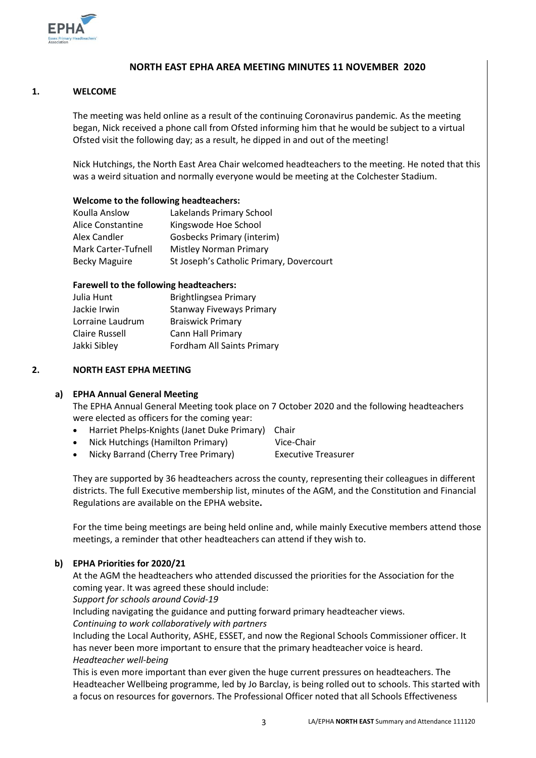# NORTH EAST EPHA AREA MEETING MINUTES 11 NOVEMBER 2020

## 1. WELCOME

The meeting was held online as a result of the continuing Coronavirus pandemic. As the meeting began, Nick received a phone call from Ofsted informing him that he would be subject to a virtual Ofsted visit the following day; as a result, he dipped in and out of the meeting!

Nick Hutchings, the North East Area Chair welcomed headteachers to the meeting. He noted that this was a weird situation and normally everyone would be meeting at the Colchester Stadium.

**Welcome to the following headteachers:**

| | |
|---|---|
| Koulla Anslow | Lakelands Primary School |
| Alice Constantine | Kingswode Hoe School |
| Alex Candler | Gosbecks Primary (interim) |
| Mark Carter-Tufnell | Mistley Norman Primary |
| Becky Maguire | St Joseph's Catholic Primary, Dovercourt |

**Farewell to the following headteachers:**

| | |
|---|---|
| Julia Hunt | Brightlingsea Primary |
| Jackie Irwin | Stanway Fiveways Primary |
| Lorraine Laudrum | Braiswick Primary |
| Claire Russell | Cann Hall Primary |
| Jakki Sibley | Fordham All Saints Primary |

## 2. NORTH EAST EPHA MEETING

### a) EPHA Annual General Meeting

The EPHA Annual General Meeting took place on 7 October 2020 and the following headteachers were elected as officers for the coming year:

- Harriet Phelps-Knights (Janet Duke Primary) Chair
- Nick Hutchings (Hamilton Primary) Vice-Chair
- Nicky Barrand (Cherry Tree Primary) Executive Treasurer

They are supported by 36 headteachers across the county, representing their colleagues in different districts. The full Executive membership list, minutes of the AGM, and the Constitution and Financial Regulations are available on the EPHA website**.**

For the time being meetings are being held online and, while mainly Executive members attend those meetings, a reminder that other headteachers can attend if they wish to.

### b) EPHA Priorities for 2020/21

At the AGM the headteachers who attended discussed the priorities for the Association for the coming year. It was agreed these should include:

*Support for schools around Covid-19*

Including navigating the guidance and putting forward primary headteacher views.

*Continuing to work collaboratively with partners*

Including the Local Authority, ASHE, ESSET, and now the Regional Schools Commissioner officer. It has never been more important to ensure that the primary headteacher voice is heard.

*Headteacher well-being*

This is even more important than ever given the huge current pressures on headteachers. The Headteacher Wellbeing programme, led by Jo Barclay, is being rolled out to schools. This started with a focus on resources for governors. The Professional Officer noted that all Schools Effectiveness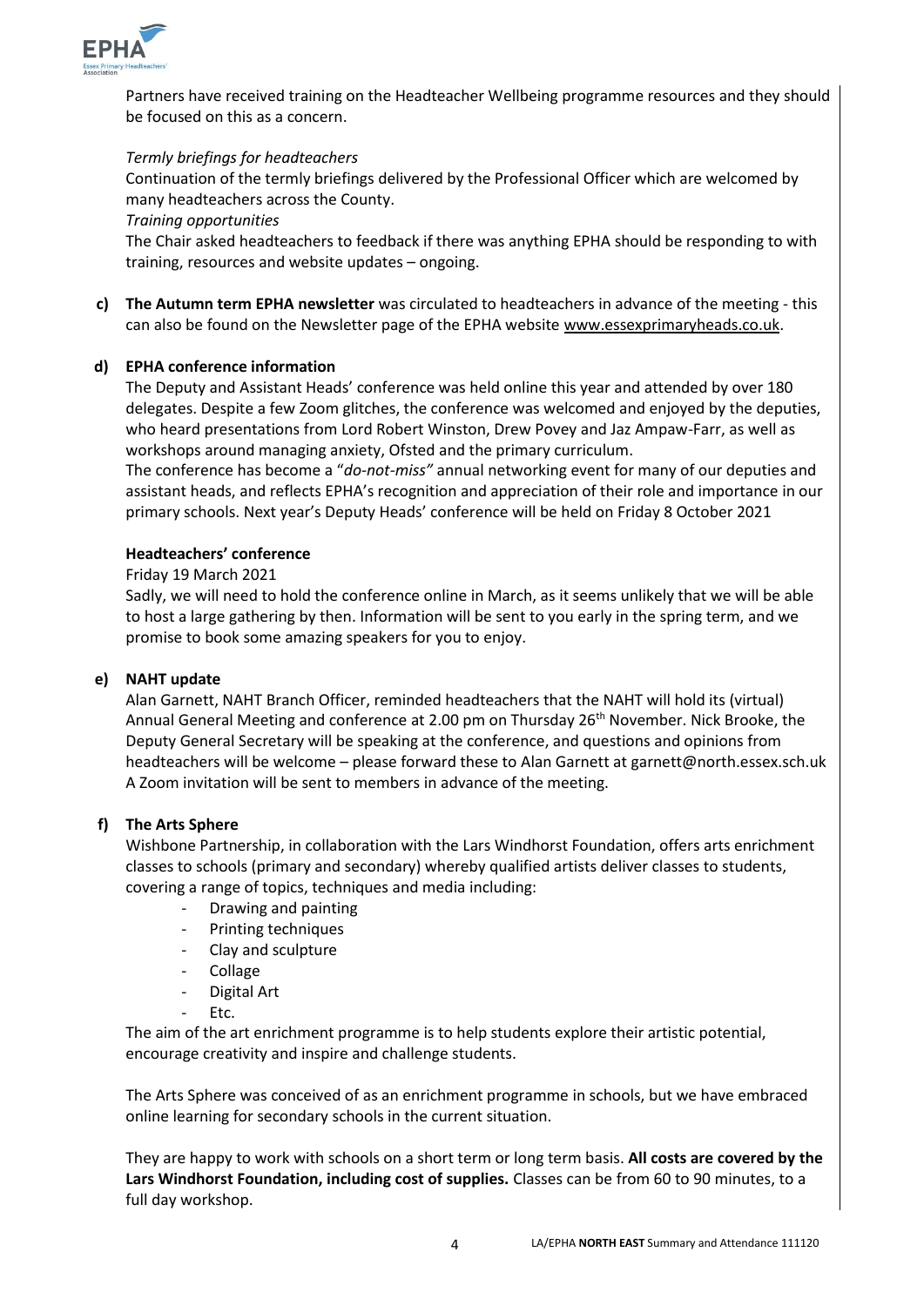Partners have received training on the Headteacher Wellbeing programme resources and they should be focused on this as a concern.

*Termly briefings for headteachers*

Continuation of the termly briefings delivered by the Professional Officer which are welcomed by many headteachers across the County.

*Training opportunities*

The Chair asked headteachers to feedback if there was anything EPHA should be responding to with training, resources and website updates – ongoing.

**c) The Autumn term EPHA newsletter** was circulated to headteachers in advance of the meeting - this can also be found on the Newsletter page of the EPHA website www.essexprimaryheads.co.uk.

**d) EPHA conference information**

The Deputy and Assistant Heads' conference was held online this year and attended by over 180 delegates. Despite a few Zoom glitches, the conference was welcomed and enjoyed by the deputies, who heard presentations from Lord Robert Winston, Drew Povey and Jaz Ampaw-Farr, as well as workshops around managing anxiety, Ofsted and the primary curriculum.

The conference has become a "*do-not-miss"* annual networking event for many of our deputies and assistant heads, and reflects EPHA's recognition and appreciation of their role and importance in our primary schools. Next year's Deputy Heads' conference will be held on Friday 8 October 2021

**Headteachers' conference**

Friday 19 March 2021

Sadly, we will need to hold the conference online in March, as it seems unlikely that we will be able to host a large gathering by then. Information will be sent to you early in the spring term, and we promise to book some amazing speakers for you to enjoy.

**e) NAHT update**

Alan Garnett, NAHT Branch Officer, reminded headteachers that the NAHT will hold its (virtual) Annual General Meeting and conference at 2.00 pm on Thursday 26th November. Nick Brooke, the Deputy General Secretary will be speaking at the conference, and questions and opinions from headteachers will be welcome – please forward these to Alan Garnett at garnett@north.essex.sch.uk A Zoom invitation will be sent to members in advance of the meeting.

**f) The Arts Sphere**

Wishbone Partnership, in collaboration with the Lars Windhorst Foundation, offers arts enrichment classes to schools (primary and secondary) whereby qualified artists deliver classes to students, covering a range of topics, techniques and media including:

- Drawing and painting
- Printing techniques
- Clay and sculpture
- Collage
- Digital Art
- Etc.

The aim of the art enrichment programme is to help students explore their artistic potential, encourage creativity and inspire and challenge students.

The Arts Sphere was conceived of as an enrichment programme in schools, but we have embraced online learning for secondary schools in the current situation.

They are happy to work with schools on a short term or long term basis. **All costs are covered by the Lars Windhorst Foundation, including cost of supplies.** Classes can be from 60 to 90 minutes, to a full day workshop.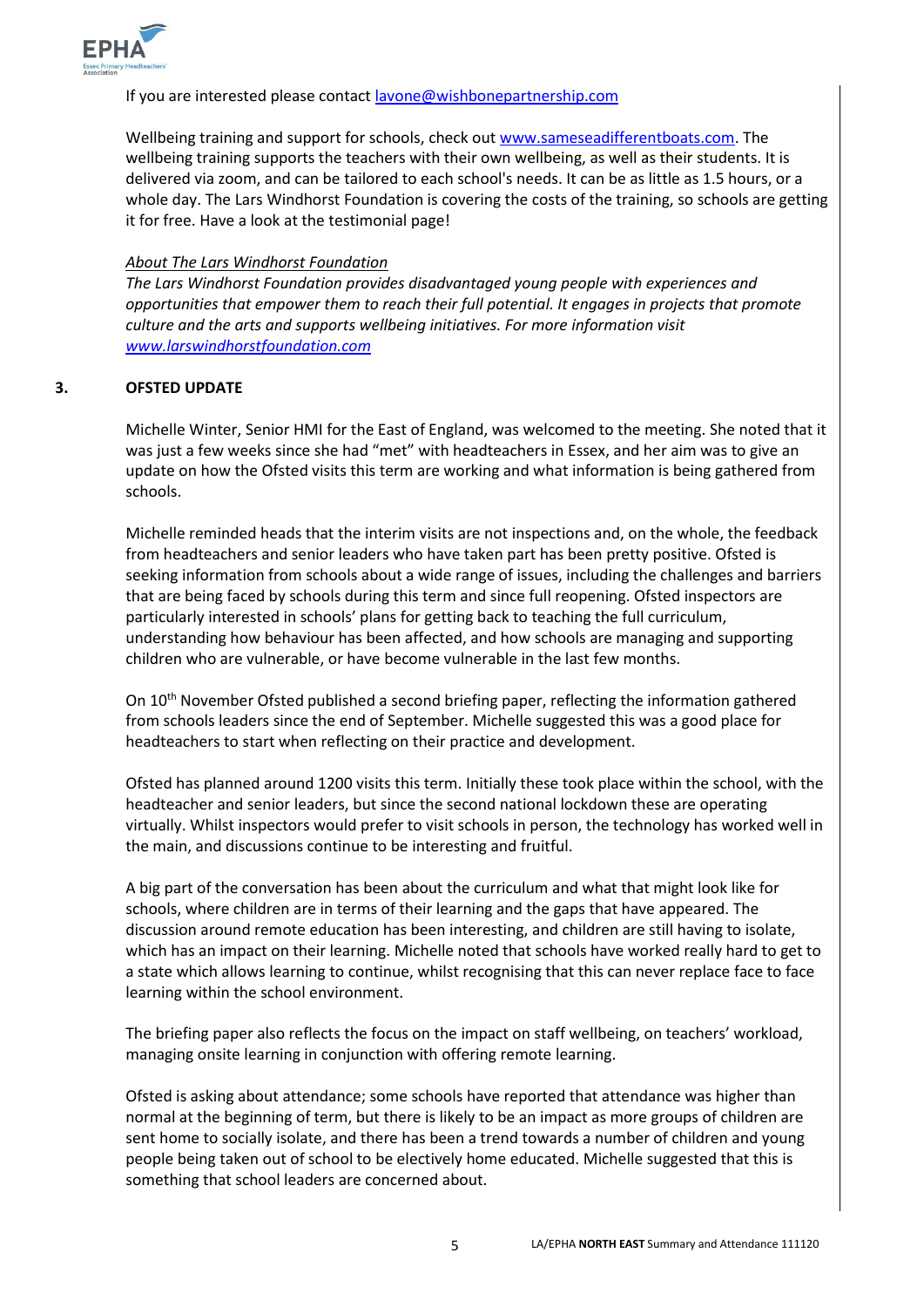If you are interested please contact [lavone@wishbonepartnership.com](mailto:lavone@wishbonepartnership.com)

Wellbeing training and support for schools, check out [www.sameseadifferentboats.com](http://www.sameseadifferentboats.com). The wellbeing training supports the teachers with their own wellbeing, as well as their students. It is delivered via zoom, and can be tailored to each school's needs. It can be as little as 1.5 hours, or a whole day. The Lars Windhorst Foundation is covering the costs of the training, so schools are getting it for free. Have a look at the testimonial page!

*About The Lars Windhorst Foundation*

*The Lars Windhorst Foundation provides disadvantaged young people with experiences and opportunities that empower them to reach their full potential. It engages in projects that promote culture and the arts and supports wellbeing initiatives. For more information visit [www.larswindhorstfoundation.com](http://www.larswindhorstfoundation.com)*

## 3. OFSTED UPDATE

Michelle Winter, Senior HMI for the East of England, was welcomed to the meeting. She noted that it was just a few weeks since she had "met" with headteachers in Essex, and her aim was to give an update on how the Ofsted visits this term are working and what information is being gathered from schools.

Michelle reminded heads that the interim visits are not inspections and, on the whole, the feedback from headteachers and senior leaders who have taken part has been pretty positive. Ofsted is seeking information from schools about a wide range of issues, including the challenges and barriers that are being faced by schools during this term and since full reopening. Ofsted inspectors are particularly interested in schools' plans for getting back to teaching the full curriculum, understanding how behaviour has been affected, and how schools are managing and supporting children who are vulnerable, or have become vulnerable in the last few months.

On 10th November Ofsted published a second briefing paper, reflecting the information gathered from schools leaders since the end of September. Michelle suggested this was a good place for headteachers to start when reflecting on their practice and development.

Ofsted has planned around 1200 visits this term. Initially these took place within the school, with the headteacher and senior leaders, but since the second national lockdown these are operating virtually. Whilst inspectors would prefer to visit schools in person, the technology has worked well in the main, and discussions continue to be interesting and fruitful.

A big part of the conversation has been about the curriculum and what that might look like for schools, where children are in terms of their learning and the gaps that have appeared. The discussion around remote education has been interesting, and children are still having to isolate, which has an impact on their learning. Michelle noted that schools have worked really hard to get to a state which allows learning to continue, whilst recognising that this can never replace face to face learning within the school environment.

The briefing paper also reflects the focus on the impact on staff wellbeing, on teachers' workload, managing onsite learning in conjunction with offering remote learning.

Ofsted is asking about attendance; some schools have reported that attendance was higher than normal at the beginning of term, but there is likely to be an impact as more groups of children are sent home to socially isolate, and there has been a trend towards a number of children and young people being taken out of school to be electively home educated. Michelle suggested that this is something that school leaders are concerned about.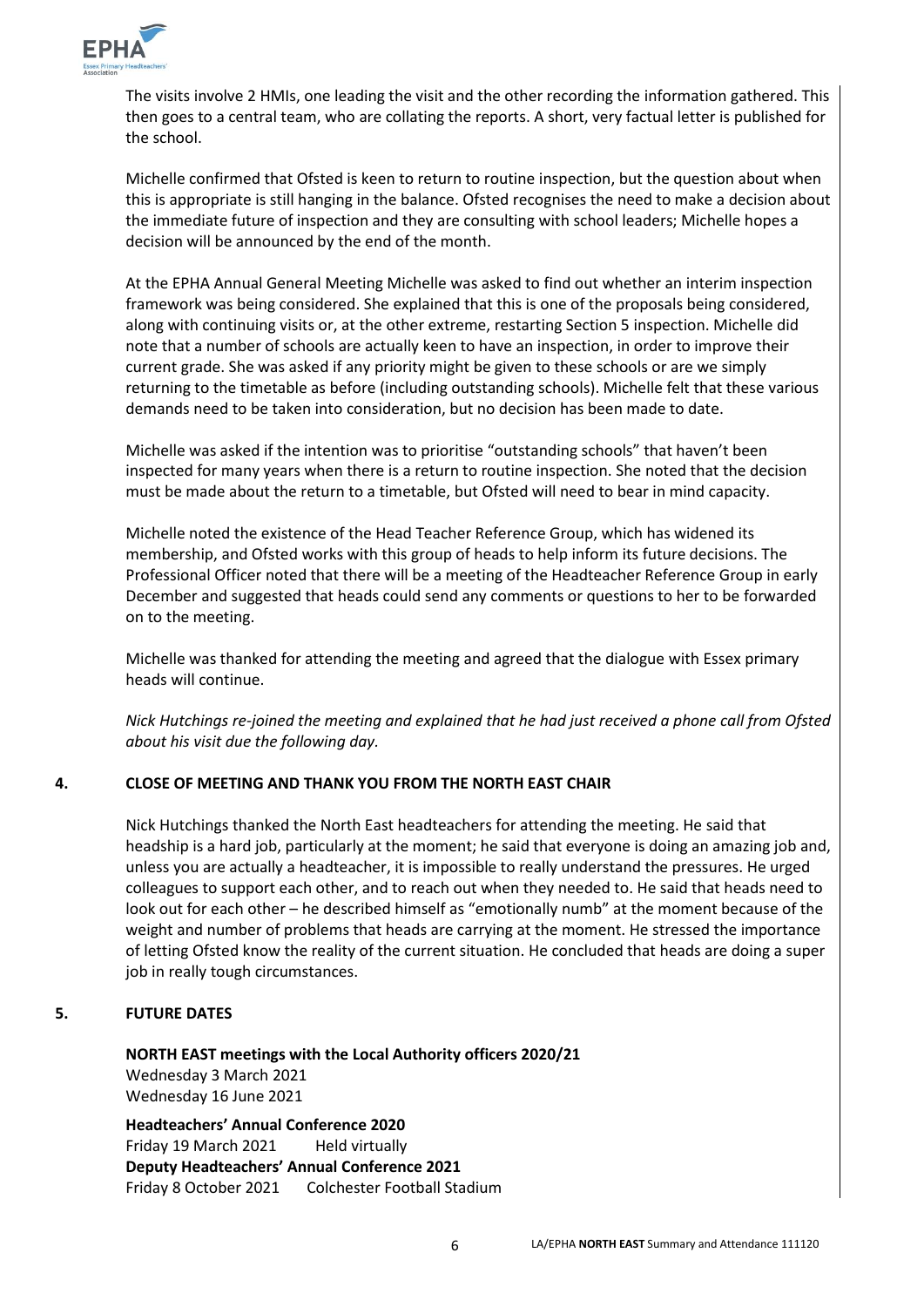The visits involve 2 HMIs, one leading the visit and the other recording the information gathered. This then goes to a central team, who are collating the reports. A short, very factual letter is published for the school.

Michelle confirmed that Ofsted is keen to return to routine inspection, but the question about when this is appropriate is still hanging in the balance. Ofsted recognises the need to make a decision about the immediate future of inspection and they are consulting with school leaders; Michelle hopes a decision will be announced by the end of the month.

At the EPHA Annual General Meeting Michelle was asked to find out whether an interim inspection framework was being considered. She explained that this is one of the proposals being considered, along with continuing visits or, at the other extreme, restarting Section 5 inspection. Michelle did note that a number of schools are actually keen to have an inspection, in order to improve their current grade. She was asked if any priority might be given to these schools or are we simply returning to the timetable as before (including outstanding schools). Michelle felt that these various demands need to be taken into consideration, but no decision has been made to date.

Michelle was asked if the intention was to prioritise "outstanding schools" that haven't been inspected for many years when there is a return to routine inspection. She noted that the decision must be made about the return to a timetable, but Ofsted will need to bear in mind capacity.

Michelle noted the existence of the Head Teacher Reference Group, which has widened its membership, and Ofsted works with this group of heads to help inform its future decisions. The Professional Officer noted that there will be a meeting of the Headteacher Reference Group in early December and suggested that heads could send any comments or questions to her to be forwarded on to the meeting.

Michelle was thanked for attending the meeting and agreed that the dialogue with Essex primary heads will continue.

*Nick Hutchings re-joined the meeting and explained that he had just received a phone call from Ofsted about his visit due the following day.*

## 4. CLOSE OF MEETING AND THANK YOU FROM THE NORTH EAST CHAIR

Nick Hutchings thanked the North East headteachers for attending the meeting. He said that headship is a hard job, particularly at the moment; he said that everyone is doing an amazing job and, unless you are actually a headteacher, it is impossible to really understand the pressures. He urged colleagues to support each other, and to reach out when they needed to. He said that heads need to look out for each other – he described himself as "emotionally numb" at the moment because of the weight and number of problems that heads are carrying at the moment. He stressed the importance of letting Ofsted know the reality of the current situation. He concluded that heads are doing a super job in really tough circumstances.

## 5. FUTURE DATES

**NORTH EAST meetings with the Local Authority officers 2020/21**
Wednesday 3 March 2021
Wednesday 16 June 2021

**Headteachers' Annual Conference 2020**
Friday 19 March 2021 Held virtually
**Deputy Headteachers' Annual Conference 2021**
Friday 8 October 2021 Colchester Football Stadium